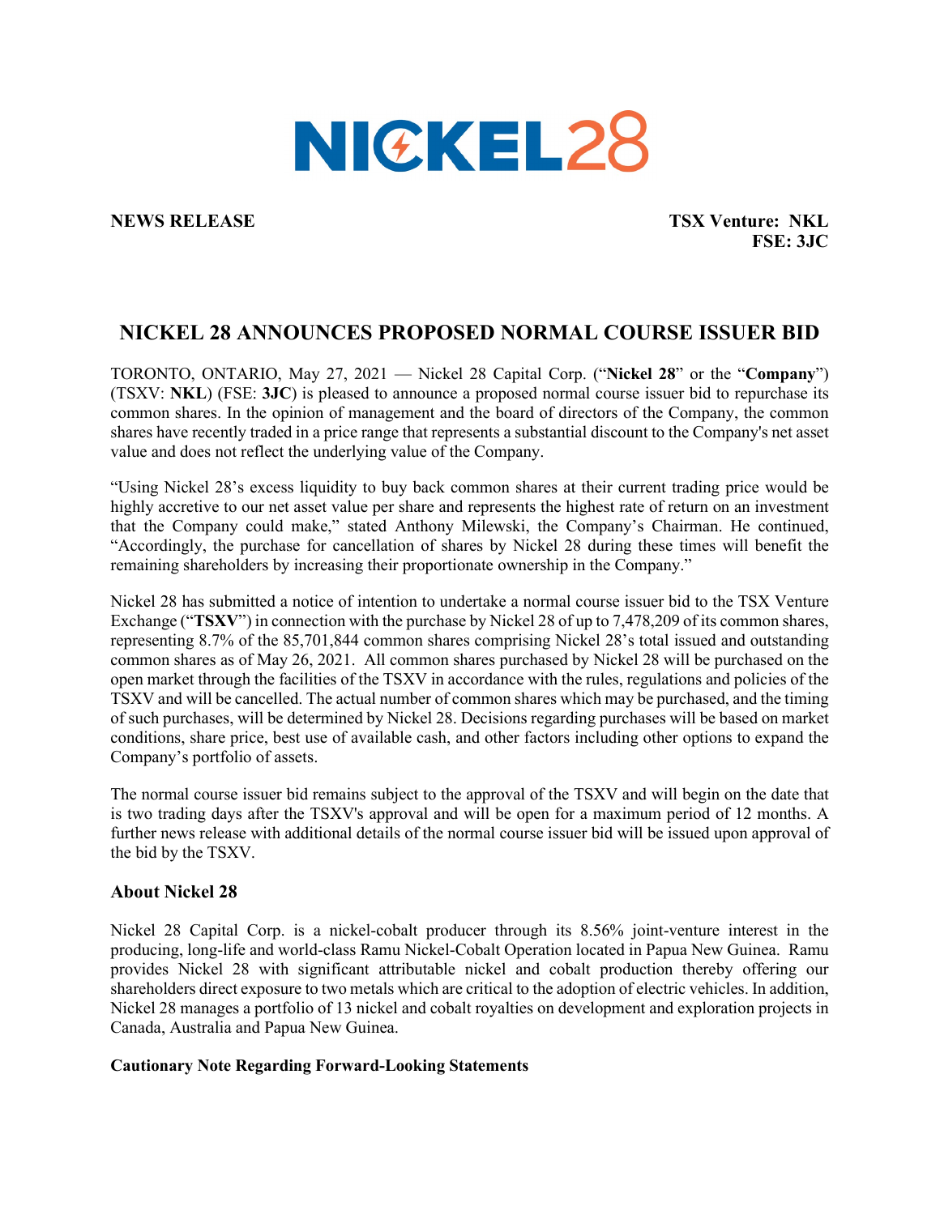NICKEL28

**NEWS RELEASE** | **TSX Venture: NKL**
**FSE: 3JC**

# NICKEL 28 ANNOUNCES PROPOSED NORMAL COURSE ISSUER BID

TORONTO, ONTARIO, May 27, 2021 — Nickel 28 Capital Corp. ("**Nickel 28**" or the "**Company**") (TSXV: **NKL**) (FSE: **3JC**) is pleased to announce a proposed normal course issuer bid to repurchase its common shares. In the opinion of management and the board of directors of the Company, the common shares have recently traded in a price range that represents a substantial discount to the Company's net asset value and does not reflect the underlying value of the Company.

"Using Nickel 28's excess liquidity to buy back common shares at their current trading price would be highly accretive to our net asset value per share and represents the highest rate of return on an investment that the Company could make," stated Anthony Milewski, the Company's Chairman. He continued, "Accordingly, the purchase for cancellation of shares by Nickel 28 during these times will benefit the remaining shareholders by increasing their proportionate ownership in the Company."

Nickel 28 has submitted a notice of intention to undertake a normal course issuer bid to the TSX Venture Exchange ("**TSXV**") in connection with the purchase by Nickel 28 of up to 7,478,209 of its common shares, representing 8.7% of the 85,701,844 common shares comprising Nickel 28's total issued and outstanding common shares as of May 26, 2021. All common shares purchased by Nickel 28 will be purchased on the open market through the facilities of the TSXV in accordance with the rules, regulations and policies of the TSXV and will be cancelled. The actual number of common shares which may be purchased, and the timing of such purchases, will be determined by Nickel 28. Decisions regarding purchases will be based on market conditions, share price, best use of available cash, and other factors including other options to expand the Company's portfolio of assets.

The normal course issuer bid remains subject to the approval of the TSXV and will begin on the date that is two trading days after the TSXV's approval and will be open for a maximum period of 12 months. A further news release with additional details of the normal course issuer bid will be issued upon approval of the bid by the TSXV.

### About Nickel 28

Nickel 28 Capital Corp. is a nickel-cobalt producer through its 8.56% joint-venture interest in the producing, long-life and world-class Ramu Nickel-Cobalt Operation located in Papua New Guinea. Ramu provides Nickel 28 with significant attributable nickel and cobalt production thereby offering our shareholders direct exposure to two metals which are critical to the adoption of electric vehicles. In addition, Nickel 28 manages a portfolio of 13 nickel and cobalt royalties on development and exploration projects in Canada, Australia and Papua New Guinea.

**Cautionary Note Regarding Forward-Looking Statements**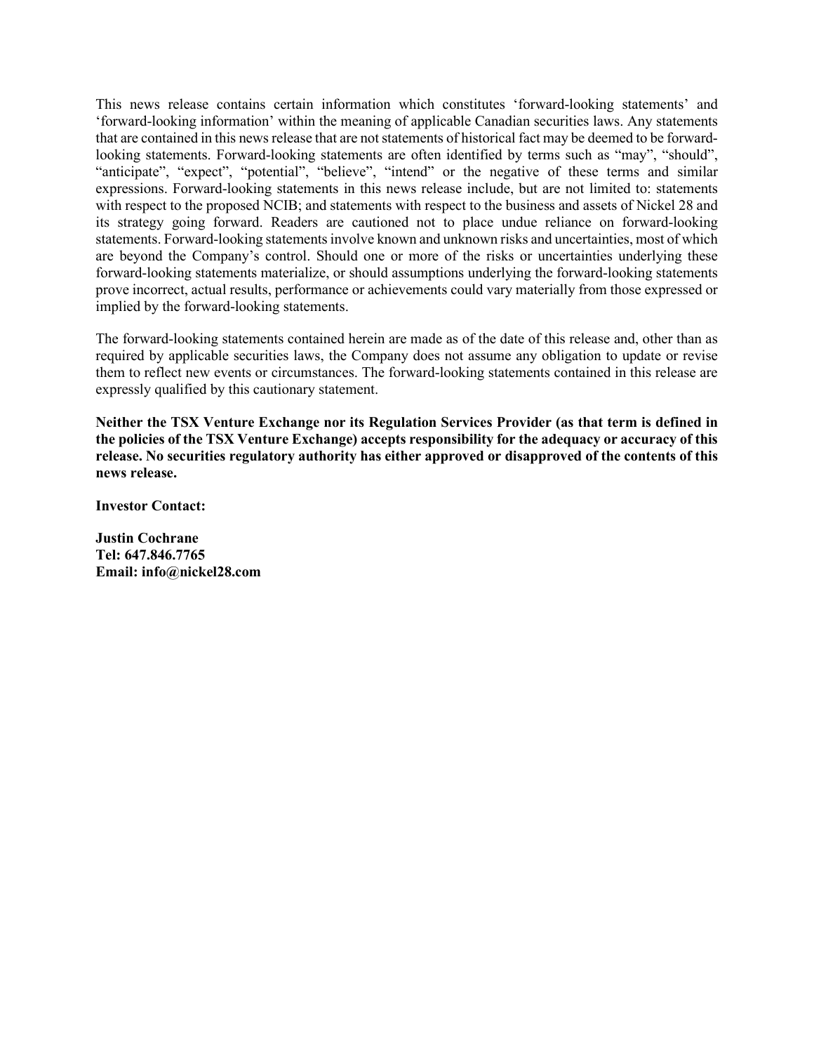This news release contains certain information which constitutes 'forward-looking statements' and 'forward-looking information' within the meaning of applicable Canadian securities laws. Any statements that are contained in this news release that are not statements of historical fact may be deemed to be forward-looking statements. Forward-looking statements are often identified by terms such as "may", "should", "anticipate", "expect", "potential", "believe", "intend" or the negative of these terms and similar expressions. Forward-looking statements in this news release include, but are not limited to: statements with respect to the proposed NCIB; and statements with respect to the business and assets of Nickel 28 and its strategy going forward. Readers are cautioned not to place undue reliance on forward-looking statements. Forward-looking statements involve known and unknown risks and uncertainties, most of which are beyond the Company's control. Should one or more of the risks or uncertainties underlying these forward-looking statements materialize, or should assumptions underlying the forward-looking statements prove incorrect, actual results, performance or achievements could vary materially from those expressed or implied by the forward-looking statements.

The forward-looking statements contained herein are made as of the date of this release and, other than as required by applicable securities laws, the Company does not assume any obligation to update or revise them to reflect new events or circumstances. The forward-looking statements contained in this release are expressly qualified by this cautionary statement.

**Neither the TSX Venture Exchange nor its Regulation Services Provider (as that term is defined in the policies of the TSX Venture Exchange) accepts responsibility for the adequacy or accuracy of this release. No securities regulatory authority has either approved or disapproved of the contents of this news release.**

**Investor Contact:**

**Justin Cochrane**
**Tel: 647.846.7765**
**Email: info@nickel28.com**